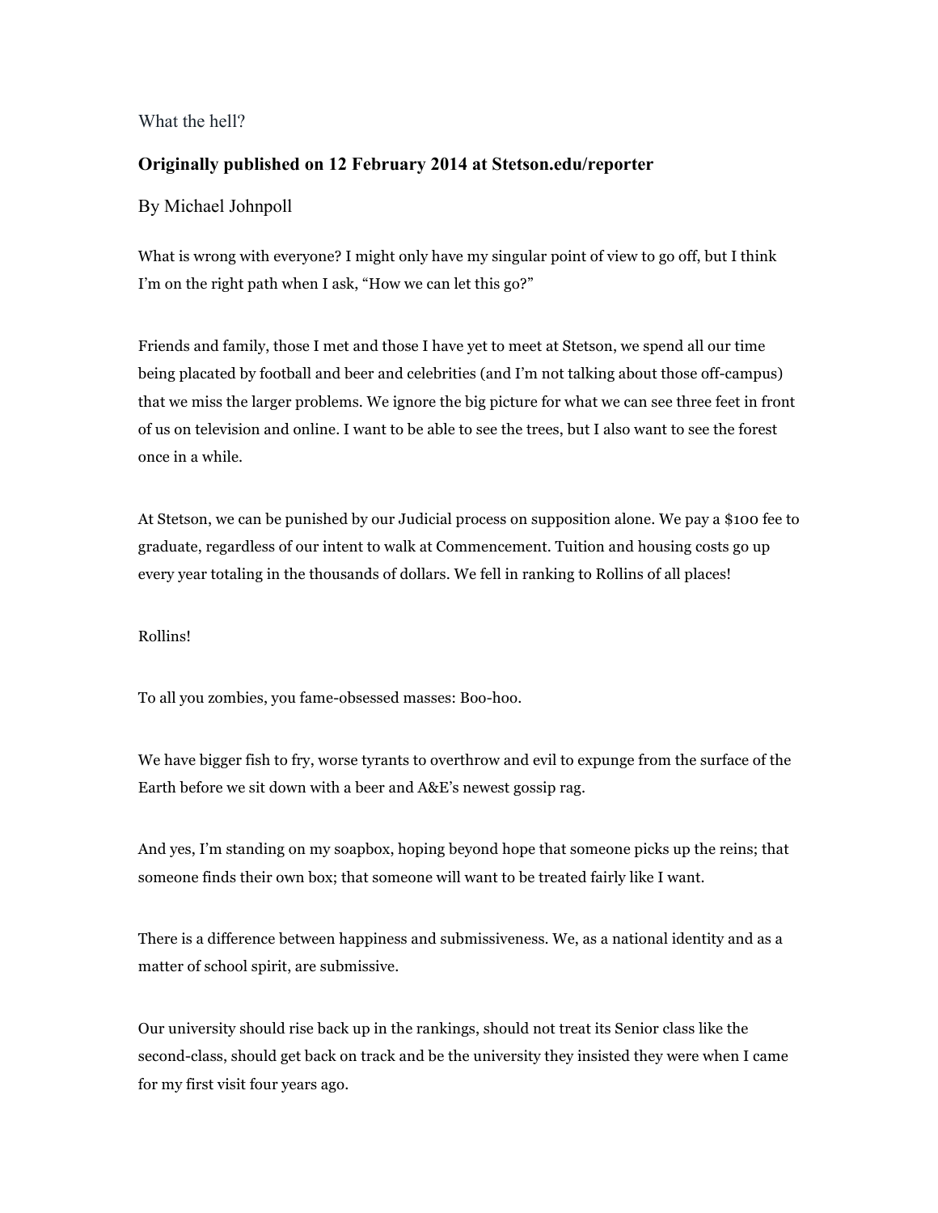# What the hell?

**Originally published on 12 February 2014 at Stetson.edu/reporter**

By Michael Johnpoll

What is wrong with everyone? I might only have my singular point of view to go off, but I think I'm on the right path when I ask, "How we can let this go?"

Friends and family, those I met and those I have yet to meet at Stetson, we spend all our time being placated by football and beer and celebrities (and I'm not talking about those off-campus) that we miss the larger problems. We ignore the big picture for what we can see three feet in front of us on television and online. I want to be able to see the trees, but I also want to see the forest once in a while.

At Stetson, we can be punished by our Judicial process on supposition alone. We pay a $100 fee to graduate, regardless of our intent to walk at Commencement. Tuition and housing costs go up every year totaling in the thousands of dollars. We fell in ranking to Rollins of all places!

Rollins!

To all you zombies, you fame-obsessed masses: Boo-hoo.

We have bigger fish to fry, worse tyrants to overthrow and evil to expunge from the surface of the Earth before we sit down with a beer and A&E's newest gossip rag.

And yes, I'm standing on my soapbox, hoping beyond hope that someone picks up the reins; that someone finds their own box; that someone will want to be treated fairly like I want.

There is a difference between happiness and submissiveness. We, as a national identity and as a matter of school spirit, are submissive.

Our university should rise back up in the rankings, should not treat its Senior class like the second-class, should get back on track and be the university they insisted they were when I came for my first visit four years ago.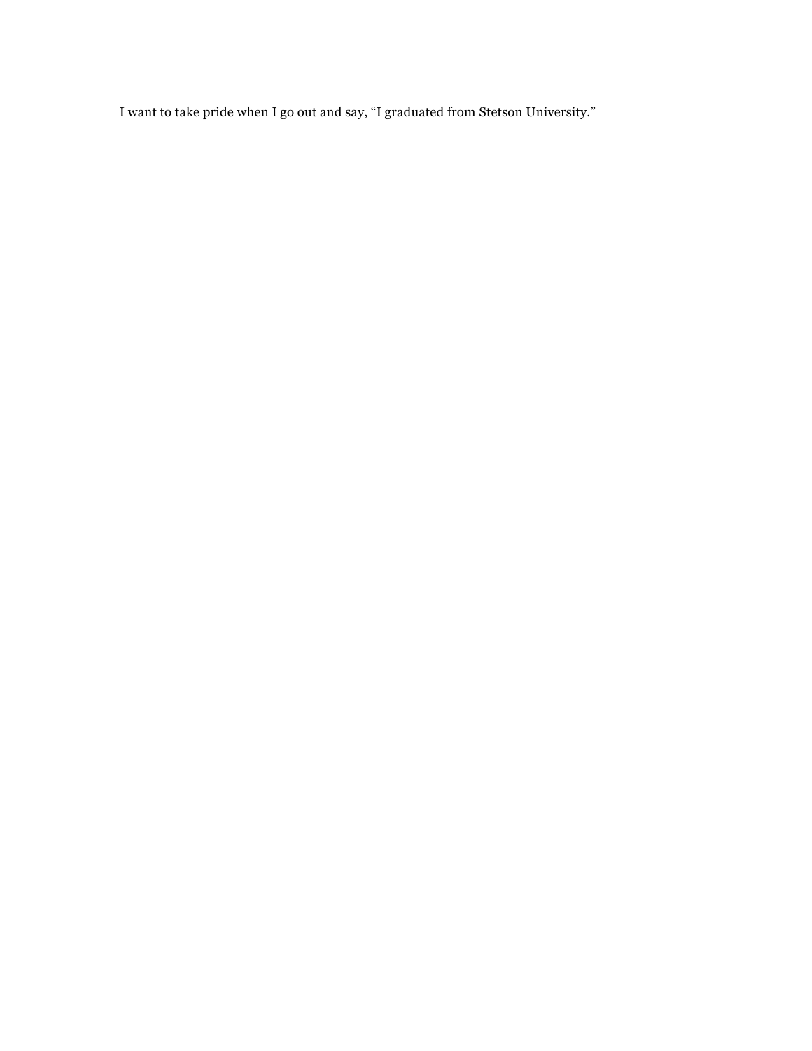I want to take pride when I go out and say, “I graduated from Stetson University.”